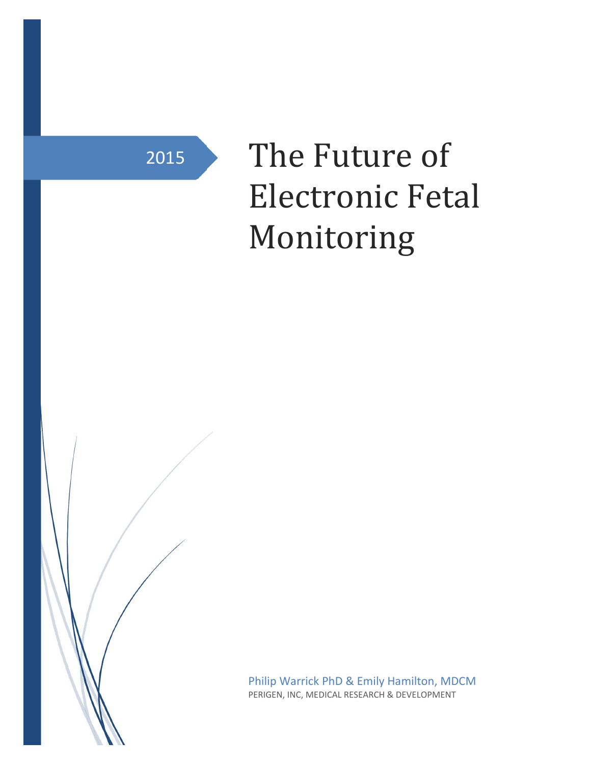2015

# The Future of Electronic Fetal Monitoring

Philip Warrick PhD & Emily Hamilton, MDCM

PERIGEN, INC, MEDICAL RESEARCH & DEVELOPMENT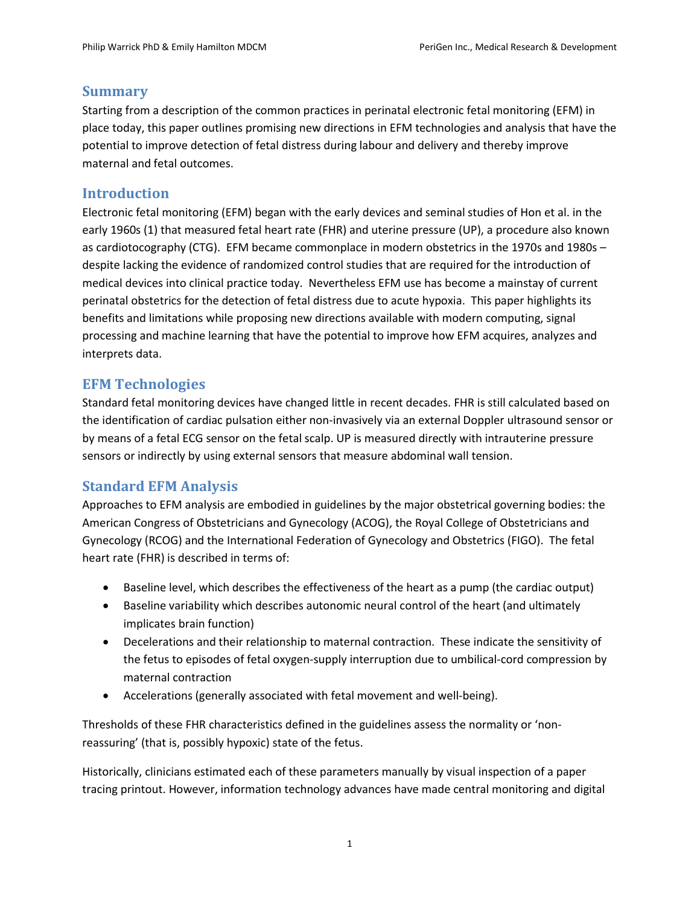## Summary

Starting from a description of the common practices in perinatal electronic fetal monitoring (EFM) in place today, this paper outlines promising new directions in EFM technologies and analysis that have the potential to improve detection of fetal distress during labour and delivery and thereby improve maternal and fetal outcomes.

## Introduction

Electronic fetal monitoring (EFM) began with the early devices and seminal studies of Hon et al. in the early 1960s (1) that measured fetal heart rate (FHR) and uterine pressure (UP), a procedure also known as cardiotocography (CTG). EFM became commonplace in modern obstetrics in the 1970s and 1980s – despite lacking the evidence of randomized control studies that are required for the introduction of medical devices into clinical practice today. Nevertheless EFM use has become a mainstay of current perinatal obstetrics for the detection of fetal distress due to acute hypoxia. This paper highlights its benefits and limitations while proposing new directions available with modern computing, signal processing and machine learning that have the potential to improve how EFM acquires, analyzes and interprets data.

## EFM Technologies

Standard fetal monitoring devices have changed little in recent decades. FHR is still calculated based on the identification of cardiac pulsation either non-invasively via an external Doppler ultrasound sensor or by means of a fetal ECG sensor on the fetal scalp. UP is measured directly with intrauterine pressure sensors or indirectly by using external sensors that measure abdominal wall tension.

## Standard EFM Analysis

Approaches to EFM analysis are embodied in guidelines by the major obstetrical governing bodies: the American Congress of Obstetricians and Gynecology (ACOG), the Royal College of Obstetricians and Gynecology (RCOG) and the International Federation of Gynecology and Obstetrics (FIGO). The fetal heart rate (FHR) is described in terms of:

- Baseline level, which describes the effectiveness of the heart as a pump (the cardiac output)
- Baseline variability which describes autonomic neural control of the heart (and ultimately implicates brain function)
- Decelerations and their relationship to maternal contraction. These indicate the sensitivity of the fetus to episodes of fetal oxygen-supply interruption due to umbilical-cord compression by maternal contraction
- Accelerations (generally associated with fetal movement and well-being).

Thresholds of these FHR characteristics defined in the guidelines assess the normality or 'non-reassuring' (that is, possibly hypoxic) state of the fetus.

Historically, clinicians estimated each of these parameters manually by visual inspection of a paper tracing printout. However, information technology advances have made central monitoring and digital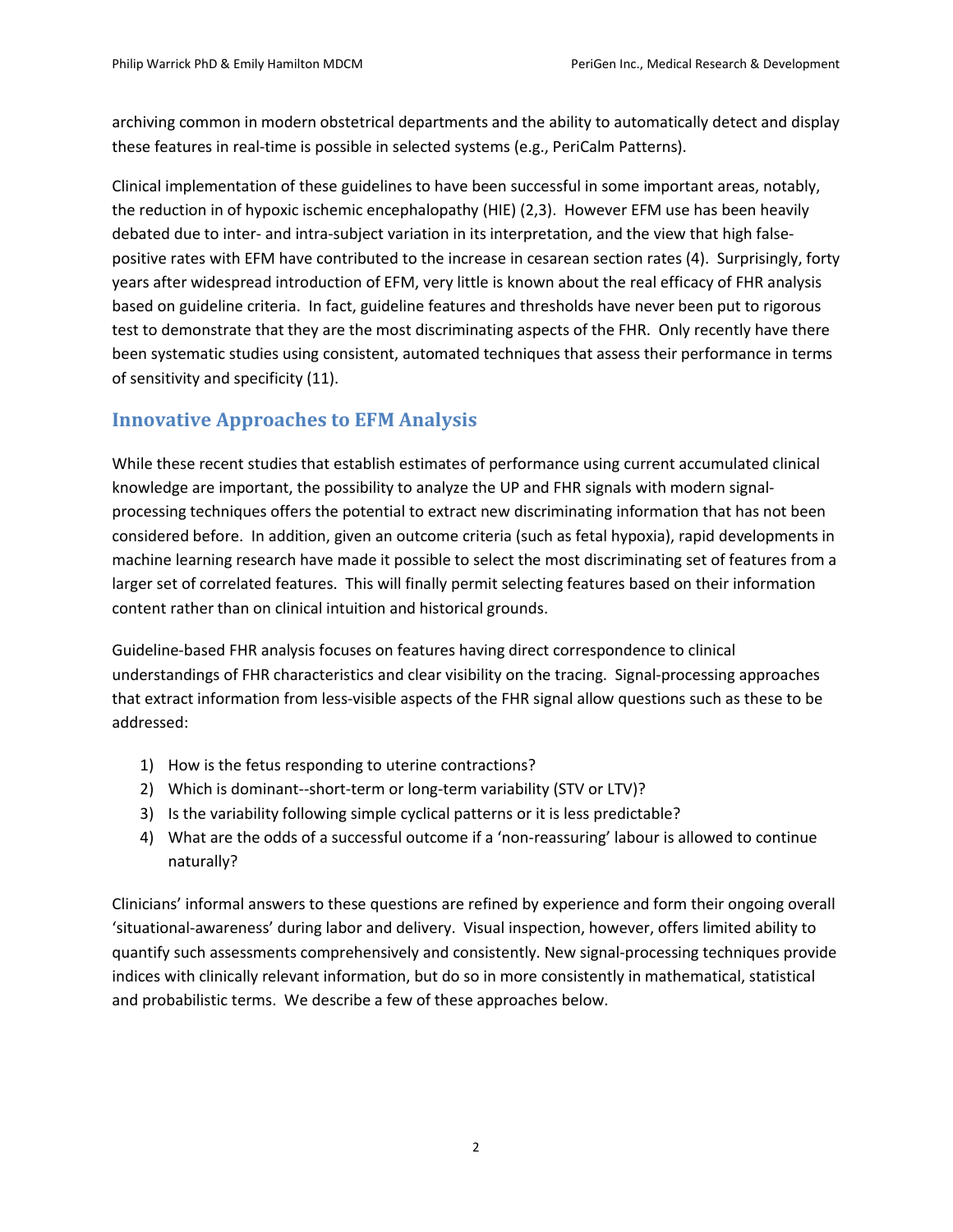archiving common in modern obstetrical departments and the ability to automatically detect and display these features in real-time is possible in selected systems (e.g., PeriCalm Patterns).

Clinical implementation of these guidelines to have been successful in some important areas, notably, the reduction in of hypoxic ischemic encephalopathy (HIE) (2,3). However EFM use has been heavily debated due to inter- and intra-subject variation in its interpretation, and the view that high false-positive rates with EFM have contributed to the increase in cesarean section rates (4). Surprisingly, forty years after widespread introduction of EFM, very little is known about the real efficacy of FHR analysis based on guideline criteria. In fact, guideline features and thresholds have never been put to rigorous test to demonstrate that they are the most discriminating aspects of the FHR. Only recently have there been systematic studies using consistent, automated techniques that assess their performance in terms of sensitivity and specificity (11).

## Innovative Approaches to EFM Analysis

While these recent studies that establish estimates of performance using current accumulated clinical knowledge are important, the possibility to analyze the UP and FHR signals with modern signal-processing techniques offers the potential to extract new discriminating information that has not been considered before. In addition, given an outcome criteria (such as fetal hypoxia), rapid developments in machine learning research have made it possible to select the most discriminating set of features from a larger set of correlated features. This will finally permit selecting features based on their information content rather than on clinical intuition and historical grounds.

Guideline-based FHR analysis focuses on features having direct correspondence to clinical understandings of FHR characteristics and clear visibility on the tracing. Signal-processing approaches that extract information from less-visible aspects of the FHR signal allow questions such as these to be addressed:

1) How is the fetus responding to uterine contractions?
2) Which is dominant--short-term or long-term variability (STV or LTV)?
3) Is the variability following simple cyclical patterns or it is less predictable?
4) What are the odds of a successful outcome if a 'non-reassuring' labour is allowed to continue naturally?

Clinicians' informal answers to these questions are refined by experience and form their ongoing overall 'situational-awareness' during labor and delivery. Visual inspection, however, offers limited ability to quantify such assessments comprehensively and consistently. New signal-processing techniques provide indices with clinically relevant information, but do so in more consistently in mathematical, statistical and probabilistic terms. We describe a few of these approaches below.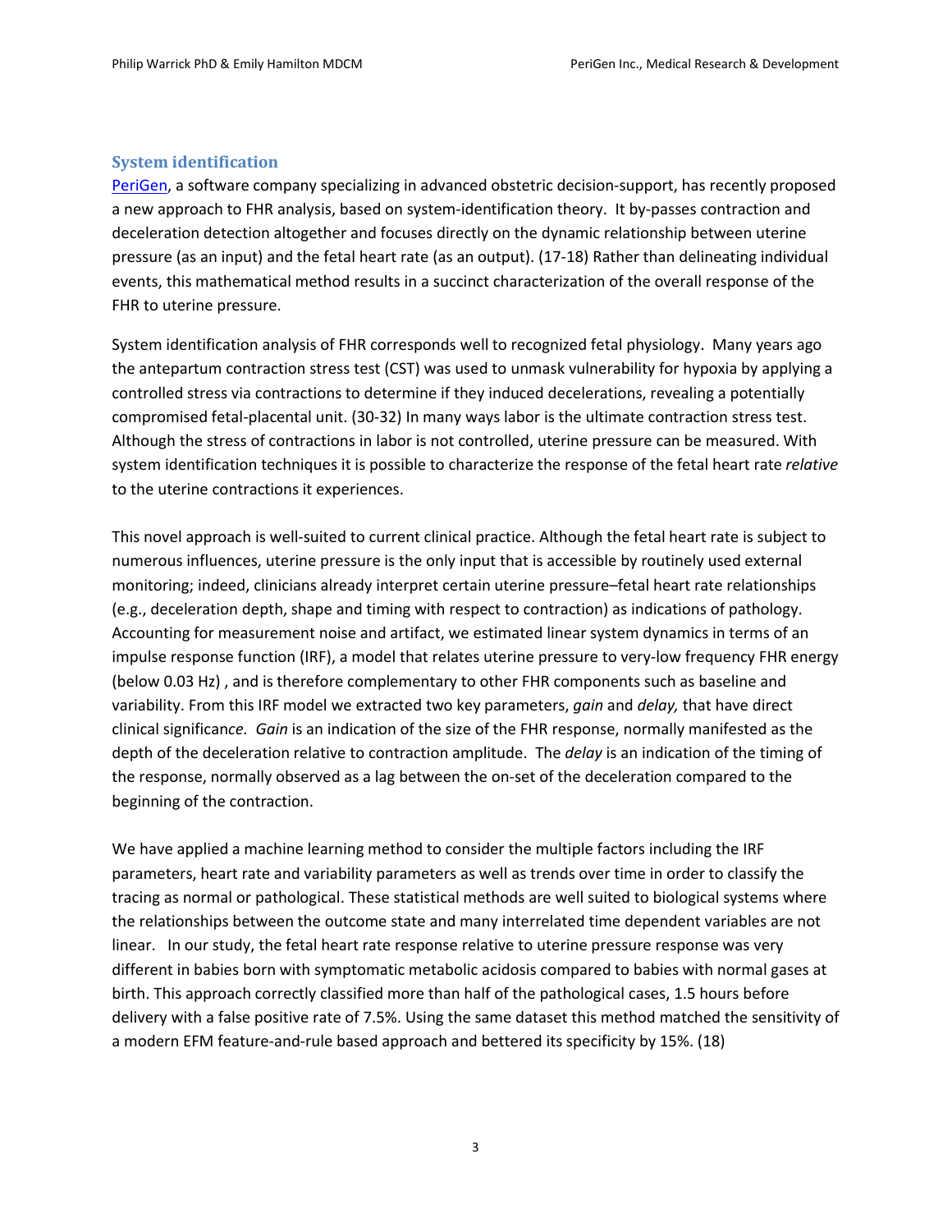### System identification

PeriGen, a software company specializing in advanced obstetric decision-support, has recently proposed a new approach to FHR analysis, based on system-identification theory. It by-passes contraction and deceleration detection altogether and focuses directly on the dynamic relationship between uterine pressure (as an input) and the fetal heart rate (as an output). (17-18) Rather than delineating individual events, this mathematical method results in a succinct characterization of the overall response of the FHR to uterine pressure.

System identification analysis of FHR corresponds well to recognized fetal physiology. Many years ago the antepartum contraction stress test (CST) was used to unmask vulnerability for hypoxia by applying a controlled stress via contractions to determine if they induced decelerations, revealing a potentially compromised fetal-placental unit. (30-32) In many ways labor is the ultimate contraction stress test. Although the stress of contractions in labor is not controlled, uterine pressure can be measured. With system identification techniques it is possible to characterize the response of the fetal heart rate *relative* to the uterine contractions it experiences.

This novel approach is well-suited to current clinical practice. Although the fetal heart rate is subject to numerous influences, uterine pressure is the only input that is accessible by routinely used external monitoring; indeed, clinicians already interpret certain uterine pressure–fetal heart rate relationships (e.g., deceleration depth, shape and timing with respect to contraction) as indications of pathology. Accounting for measurement noise and artifact, we estimated linear system dynamics in terms of an impulse response function (IRF), a model that relates uterine pressure to very-low frequency FHR energy (below 0.03 Hz) , and is therefore complementary to other FHR components such as baseline and variability. From this IRF model we extracted two key parameters, *gain* and *delay,* that have direct clinical significan*ce. Gain* is an indication of the size of the FHR response, normally manifested as the depth of the deceleration relative to contraction amplitude. The *delay* is an indication of the timing of the response, normally observed as a lag between the on-set of the deceleration compared to the beginning of the contraction.

We have applied a machine learning method to consider the multiple factors including the IRF parameters, heart rate and variability parameters as well as trends over time in order to classify the tracing as normal or pathological. These statistical methods are well suited to biological systems where the relationships between the outcome state and many interrelated time dependent variables are not linear. In our study, the fetal heart rate response relative to uterine pressure response was very different in babies born with symptomatic metabolic acidosis compared to babies with normal gases at birth. This approach correctly classified more than half of the pathological cases, 1.5 hours before delivery with a false positive rate of 7.5%. Using the same dataset this method matched the sensitivity of a modern EFM feature-and-rule based approach and bettered its specificity by 15%. (18)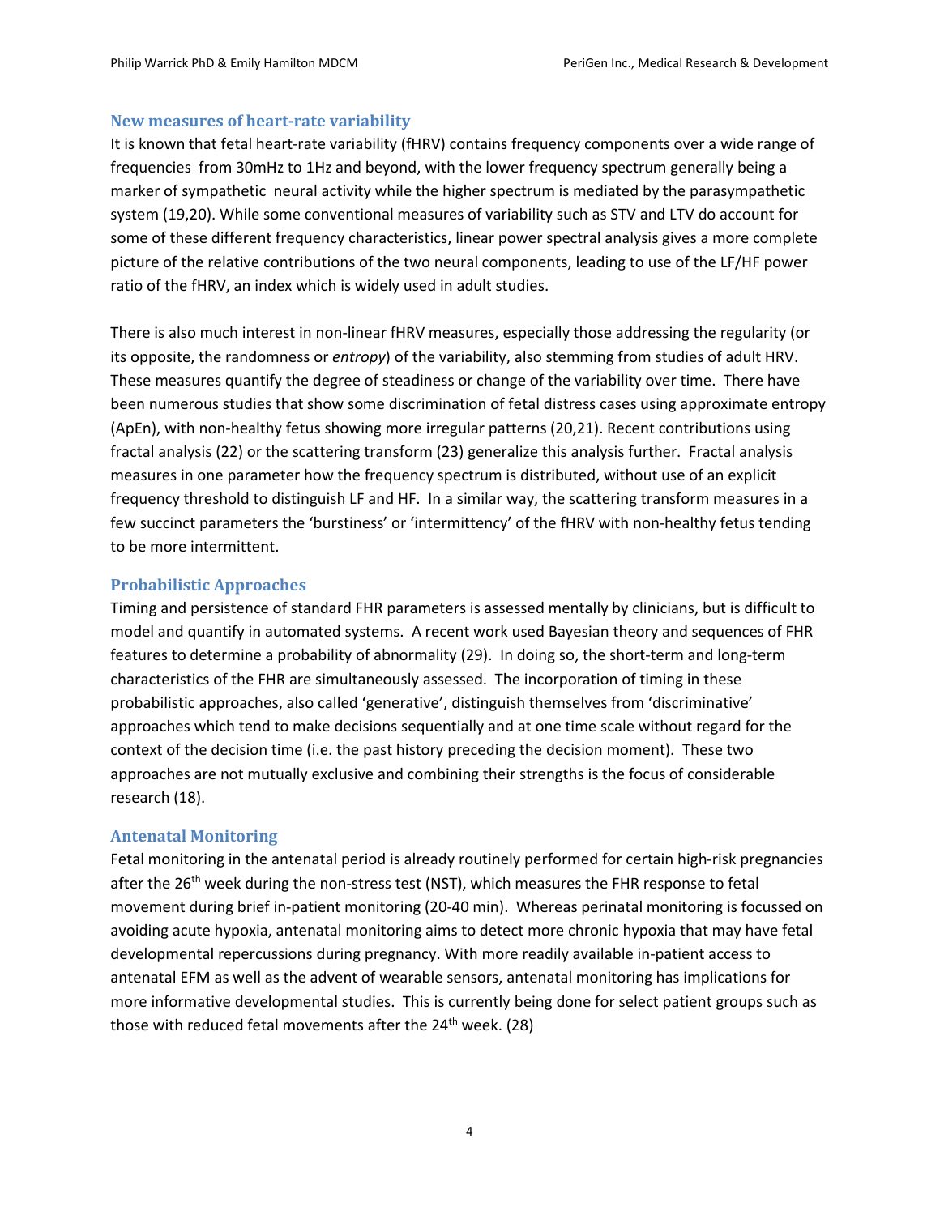## New measures of heart-rate variability

It is known that fetal heart-rate variability (fHRV) contains frequency components over a wide range of frequencies from 30mHz to 1Hz and beyond, with the lower frequency spectrum generally being a marker of sympathetic neural activity while the higher spectrum is mediated by the parasympathetic system (19,20). While some conventional measures of variability such as STV and LTV do account for some of these different frequency characteristics, linear power spectral analysis gives a more complete picture of the relative contributions of the two neural components, leading to use of the LF/HF power ratio of the fHRV, an index which is widely used in adult studies.

There is also much interest in non-linear fHRV measures, especially those addressing the regularity (or its opposite, the randomness or *entropy*) of the variability, also stemming from studies of adult HRV. These measures quantify the degree of steadiness or change of the variability over time. There have been numerous studies that show some discrimination of fetal distress cases using approximate entropy (ApEn), with non-healthy fetus showing more irregular patterns (20,21). Recent contributions using fractal analysis (22) or the scattering transform (23) generalize this analysis further. Fractal analysis measures in one parameter how the frequency spectrum is distributed, without use of an explicit frequency threshold to distinguish LF and HF. In a similar way, the scattering transform measures in a few succinct parameters the 'burstiness' or 'intermittency' of the fHRV with non-healthy fetus tending to be more intermittent.

## Probabilistic Approaches

Timing and persistence of standard FHR parameters is assessed mentally by clinicians, but is difficult to model and quantify in automated systems. A recent work used Bayesian theory and sequences of FHR features to determine a probability of abnormality (29). In doing so, the short-term and long-term characteristics of the FHR are simultaneously assessed. The incorporation of timing in these probabilistic approaches, also called 'generative', distinguish themselves from 'discriminative' approaches which tend to make decisions sequentially and at one time scale without regard for the context of the decision time (i.e. the past history preceding the decision moment). These two approaches are not mutually exclusive and combining their strengths is the focus of considerable research (18).

## Antenatal Monitoring

Fetal monitoring in the antenatal period is already routinely performed for certain high-risk pregnancies after the 26th week during the non-stress test (NST), which measures the FHR response to fetal movement during brief in-patient monitoring (20-40 min). Whereas perinatal monitoring is focussed on avoiding acute hypoxia, antenatal monitoring aims to detect more chronic hypoxia that may have fetal developmental repercussions during pregnancy. With more readily available in-patient access to antenatal EFM as well as the advent of wearable sensors, antenatal monitoring has implications for more informative developmental studies. This is currently being done for select patient groups such as those with reduced fetal movements after the 24th week. (28)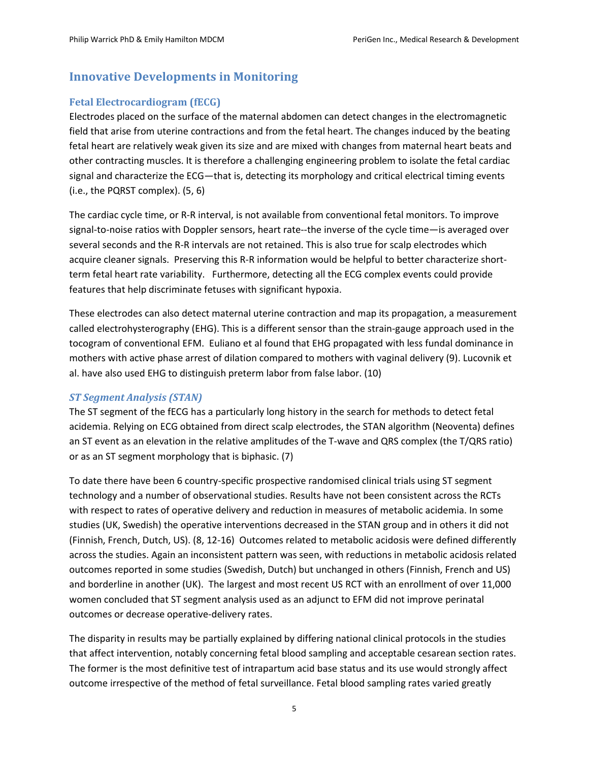## Innovative Developments in Monitoring

### Fetal Electrocardiogram (fECG)

Electrodes placed on the surface of the maternal abdomen can detect changes in the electromagnetic field that arise from uterine contractions and from the fetal heart. The changes induced by the beating fetal heart are relatively weak given its size and are mixed with changes from maternal heart beats and other contracting muscles. It is therefore a challenging engineering problem to isolate the fetal cardiac signal and characterize the ECG—that is, detecting its morphology and critical electrical timing events (i.e., the PQRST complex). (5, 6)

The cardiac cycle time, or R-R interval, is not available from conventional fetal monitors. To improve signal-to-noise ratios with Doppler sensors, heart rate--the inverse of the cycle time—is averaged over several seconds and the R-R intervals are not retained. This is also true for scalp electrodes which acquire cleaner signals. Preserving this R-R information would be helpful to better characterize short-term fetal heart rate variability. Furthermore, detecting all the ECG complex events could provide features that help discriminate fetuses with significant hypoxia.

These electrodes can also detect maternal uterine contraction and map its propagation, a measurement called electrohysterography (EHG). This is a different sensor than the strain-gauge approach used in the tocogram of conventional EFM. Euliano et al found that EHG propagated with less fundal dominance in mothers with active phase arrest of dilation compared to mothers with vaginal delivery (9). Lucovnik et al. have also used EHG to distinguish preterm labor from false labor. (10)

#### *ST Segment Analysis (STAN)*

The ST segment of the fECG has a particularly long history in the search for methods to detect fetal acidemia. Relying on ECG obtained from direct scalp electrodes, the STAN algorithm (Neoventa) defines an ST event as an elevation in the relative amplitudes of the T-wave and QRS complex (the T/QRS ratio) or as an ST segment morphology that is biphasic. (7)

To date there have been 6 country-specific prospective randomised clinical trials using ST segment technology and a number of observational studies. Results have not been consistent across the RCTs with respect to rates of operative delivery and reduction in measures of metabolic acidemia. In some studies (UK, Swedish) the operative interventions decreased in the STAN group and in others it did not (Finnish, French, Dutch, US). (8, 12-16) Outcomes related to metabolic acidosis were defined differently across the studies. Again an inconsistent pattern was seen, with reductions in metabolic acidosis related outcomes reported in some studies (Swedish, Dutch) but unchanged in others (Finnish, French and US) and borderline in another (UK). The largest and most recent US RCT with an enrollment of over 11,000 women concluded that ST segment analysis used as an adjunct to EFM did not improve perinatal outcomes or decrease operative-delivery rates.

The disparity in results may be partially explained by differing national clinical protocols in the studies that affect intervention, notably concerning fetal blood sampling and acceptable cesarean section rates. The former is the most definitive test of intrapartum acid base status and its use would strongly affect outcome irrespective of the method of fetal surveillance. Fetal blood sampling rates varied greatly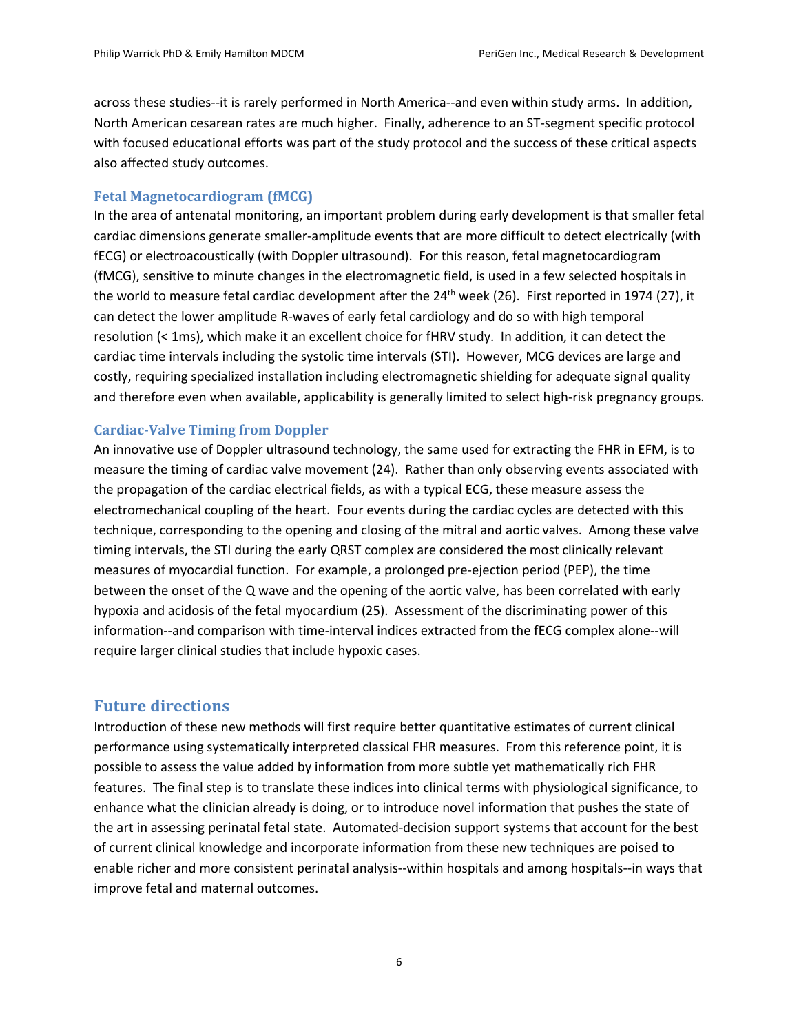across these studies--it is rarely performed in North America--and even within study arms. In addition, North American cesarean rates are much higher. Finally, adherence to an ST-segment specific protocol with focused educational efforts was part of the study protocol and the success of these critical aspects also affected study outcomes.

### Fetal Magnetocardiogram (fMCG)

In the area of antenatal monitoring, an important problem during early development is that smaller fetal cardiac dimensions generate smaller-amplitude events that are more difficult to detect electrically (with fECG) or electroacoustically (with Doppler ultrasound). For this reason, fetal magnetocardiogram (fMCG), sensitive to minute changes in the electromagnetic field, is used in a few selected hospitals in the world to measure fetal cardiac development after the 24th week (26). First reported in 1974 (27), it can detect the lower amplitude R-waves of early fetal cardiology and do so with high temporal resolution (< 1ms), which make it an excellent choice for fHRV study. In addition, it can detect the cardiac time intervals including the systolic time intervals (STI). However, MCG devices are large and costly, requiring specialized installation including electromagnetic shielding for adequate signal quality and therefore even when available, applicability is generally limited to select high-risk pregnancy groups.

### Cardiac-Valve Timing from Doppler

An innovative use of Doppler ultrasound technology, the same used for extracting the FHR in EFM, is to measure the timing of cardiac valve movement (24). Rather than only observing events associated with the propagation of the cardiac electrical fields, as with a typical ECG, these measure assess the electromechanical coupling of the heart. Four events during the cardiac cycles are detected with this technique, corresponding to the opening and closing of the mitral and aortic valves. Among these valve timing intervals, the STI during the early QRST complex are considered the most clinically relevant measures of myocardial function. For example, a prolonged pre-ejection period (PEP), the time between the onset of the Q wave and the opening of the aortic valve, has been correlated with early hypoxia and acidosis of the fetal myocardium (25). Assessment of the discriminating power of this information--and comparison with time-interval indices extracted from the fECG complex alone--will require larger clinical studies that include hypoxic cases.

## Future directions

Introduction of these new methods will first require better quantitative estimates of current clinical performance using systematically interpreted classical FHR measures. From this reference point, it is possible to assess the value added by information from more subtle yet mathematically rich FHR features. The final step is to translate these indices into clinical terms with physiological significance, to enhance what the clinician already is doing, or to introduce novel information that pushes the state of the art in assessing perinatal fetal state. Automated-decision support systems that account for the best of current clinical knowledge and incorporate information from these new techniques are poised to enable richer and more consistent perinatal analysis--within hospitals and among hospitals--in ways that improve fetal and maternal outcomes.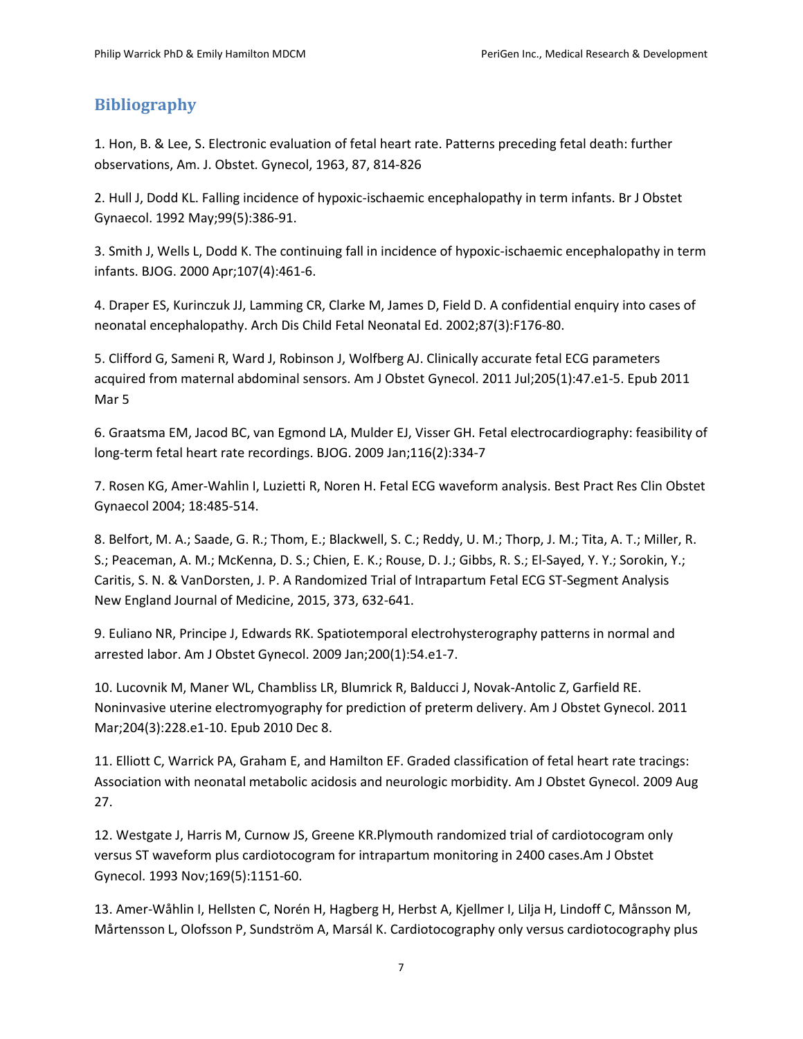## Bibliography

1. Hon, B. & Lee, S. Electronic evaluation of fetal heart rate. Patterns preceding fetal death: further observations, Am. J. Obstet. Gynecol, 1963, 87, 814-826

2. Hull J, Dodd KL. Falling incidence of hypoxic-ischaemic encephalopathy in term infants. Br J Obstet Gynaecol. 1992 May;99(5):386-91.

3. Smith J, Wells L, Dodd K. The continuing fall in incidence of hypoxic-ischaemic encephalopathy in term infants. BJOG. 2000 Apr;107(4):461-6.

4. Draper ES, Kurinczuk JJ, Lamming CR, Clarke M, James D, Field D. A confidential enquiry into cases of neonatal encephalopathy. Arch Dis Child Fetal Neonatal Ed. 2002;87(3):F176-80.

5. Clifford G, Sameni R, Ward J, Robinson J, Wolfberg AJ. Clinically accurate fetal ECG parameters acquired from maternal abdominal sensors. Am J Obstet Gynecol. 2011 Jul;205(1):47.e1-5. Epub 2011 Mar 5

6. Graatsma EM, Jacod BC, van Egmond LA, Mulder EJ, Visser GH. Fetal electrocardiography: feasibility of long-term fetal heart rate recordings. BJOG. 2009 Jan;116(2):334-7

7. Rosen KG, Amer-Wahlin I, Luzietti R, Noren H. Fetal ECG waveform analysis. Best Pract Res Clin Obstet Gynaecol 2004; 18:485-514.

8. Belfort, M. A.; Saade, G. R.; Thom, E.; Blackwell, S. C.; Reddy, U. M.; Thorp, J. M.; Tita, A. T.; Miller, R. S.; Peaceman, A. M.; McKenna, D. S.; Chien, E. K.; Rouse, D. J.; Gibbs, R. S.; El-Sayed, Y. Y.; Sorokin, Y.; Caritis, S. N. & VanDorsten, J. P. A Randomized Trial of Intrapartum Fetal ECG ST-Segment Analysis New England Journal of Medicine, 2015, 373, 632-641.

9. Euliano NR, Principe J, Edwards RK. Spatiotemporal electrohysterography patterns in normal and arrested labor. Am J Obstet Gynecol. 2009 Jan;200(1):54.e1-7.

10. Lucovnik M, Maner WL, Chambliss LR, Blumrick R, Balducci J, Novak-Antolic Z, Garfield RE. Noninvasive uterine electromyography for prediction of preterm delivery. Am J Obstet Gynecol. 2011 Mar;204(3):228.e1-10. Epub 2010 Dec 8.

11. Elliott C, Warrick PA, Graham E, and Hamilton EF. Graded classification of fetal heart rate tracings: Association with neonatal metabolic acidosis and neurologic morbidity. Am J Obstet Gynecol. 2009 Aug 27.

12. Westgate J, Harris M, Curnow JS, Greene KR.Plymouth randomized trial of cardiotocogram only versus ST waveform plus cardiotocogram for intrapartum monitoring in 2400 cases.Am J Obstet Gynecol. 1993 Nov;169(5):1151-60.

13. Amer-Wåhlin I, Hellsten C, Norén H, Hagberg H, Herbst A, Kjellmer I, Lilja H, Lindoff C, Månsson M, Mårtensson L, Olofsson P, Sundström A, Marsál K. Cardiotocography only versus cardiotocography plus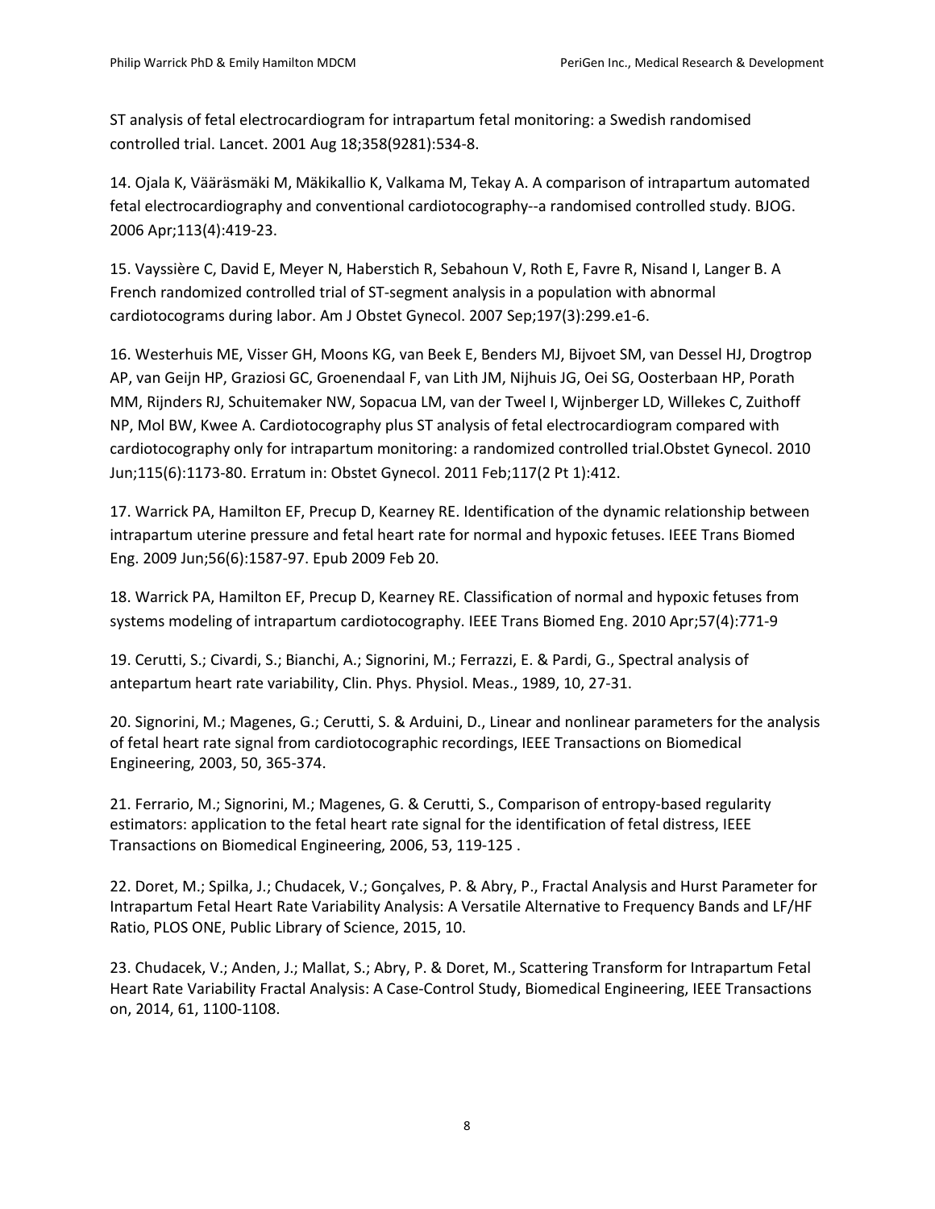ST analysis of fetal electrocardiogram for intrapartum fetal monitoring: a Swedish randomised controlled trial. Lancet. 2001 Aug 18;358(9281):534-8.

14. Ojala K, Vääräsmäki M, Mäkikallio K, Valkama M, Tekay A. A comparison of intrapartum automated fetal electrocardiography and conventional cardiotocography--a randomised controlled study. BJOG. 2006 Apr;113(4):419-23.

15. Vayssière C, David E, Meyer N, Haberstich R, Sebahoun V, Roth E, Favre R, Nisand I, Langer B. A French randomized controlled trial of ST-segment analysis in a population with abnormal cardiotocograms during labor. Am J Obstet Gynecol. 2007 Sep;197(3):299.e1-6.

16. Westerhuis ME, Visser GH, Moons KG, van Beek E, Benders MJ, Bijvoet SM, van Dessel HJ, Drogtrop AP, van Geijn HP, Graziosi GC, Groenendaal F, van Lith JM, Nijhuis JG, Oei SG, Oosterbaan HP, Porath MM, Rijnders RJ, Schuitemaker NW, Sopacua LM, van der Tweel I, Wijnberger LD, Willekes C, Zuithoff NP, Mol BW, Kwee A. Cardiotocography plus ST analysis of fetal electrocardiogram compared with cardiotocography only for intrapartum monitoring: a randomized controlled trial.Obstet Gynecol. 2010 Jun;115(6):1173-80. Erratum in: Obstet Gynecol. 2011 Feb;117(2 Pt 1):412.

17. Warrick PA, Hamilton EF, Precup D, Kearney RE. Identification of the dynamic relationship between intrapartum uterine pressure and fetal heart rate for normal and hypoxic fetuses. IEEE Trans Biomed Eng. 2009 Jun;56(6):1587-97. Epub 2009 Feb 20.

18. Warrick PA, Hamilton EF, Precup D, Kearney RE. Classification of normal and hypoxic fetuses from systems modeling of intrapartum cardiotocography. IEEE Trans Biomed Eng. 2010 Apr;57(4):771-9

19. Cerutti, S.; Civardi, S.; Bianchi, A.; Signorini, M.; Ferrazzi, E. & Pardi, G., Spectral analysis of antepartum heart rate variability, Clin. Phys. Physiol. Meas., 1989, 10, 27-31.

20. Signorini, M.; Magenes, G.; Cerutti, S. & Arduini, D., Linear and nonlinear parameters for the analysis of fetal heart rate signal from cardiotocographic recordings, IEEE Transactions on Biomedical Engineering, 2003, 50, 365-374.

21. Ferrario, M.; Signorini, M.; Magenes, G. & Cerutti, S., Comparison of entropy-based regularity estimators: application to the fetal heart rate signal for the identification of fetal distress, IEEE Transactions on Biomedical Engineering, 2006, 53, 119-125 .

22. Doret, M.; Spilka, J.; Chudacek, V.; Gonçalves, P. & Abry, P., Fractal Analysis and Hurst Parameter for Intrapartum Fetal Heart Rate Variability Analysis: A Versatile Alternative to Frequency Bands and LF/HF Ratio, PLOS ONE, Public Library of Science, 2015, 10.

23. Chudacek, V.; Anden, J.; Mallat, S.; Abry, P. & Doret, M., Scattering Transform for Intrapartum Fetal Heart Rate Variability Fractal Analysis: A Case-Control Study, Biomedical Engineering, IEEE Transactions on, 2014, 61, 1100-1108.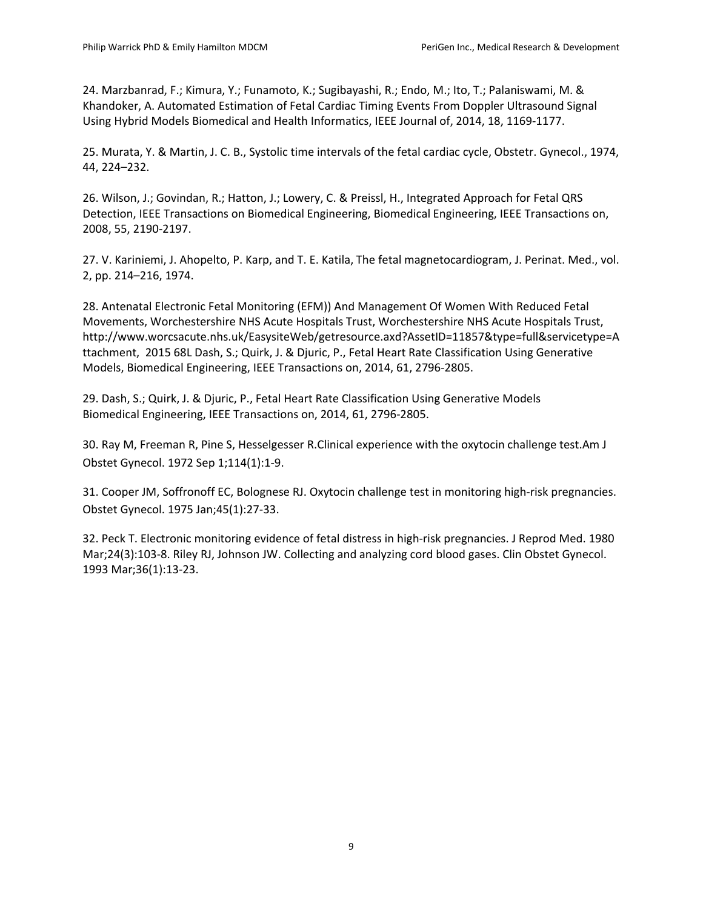24. Marzbanrad, F.; Kimura, Y.; Funamoto, K.; Sugibayashi, R.; Endo, M.; Ito, T.; Palaniswami, M. & Khandoker, A. Automated Estimation of Fetal Cardiac Timing Events From Doppler Ultrasound Signal Using Hybrid Models Biomedical and Health Informatics, IEEE Journal of, 2014, 18, 1169-1177.

25. Murata, Y. & Martin, J. C. B., Systolic time intervals of the fetal cardiac cycle, Obstetr. Gynecol., 1974, 44, 224–232.

26. Wilson, J.; Govindan, R.; Hatton, J.; Lowery, C. & Preissl, H., Integrated Approach for Fetal QRS Detection, IEEE Transactions on Biomedical Engineering, Biomedical Engineering, IEEE Transactions on, 2008, 55, 2190-2197.

27. V. Kariniemi, J. Ahopelto, P. Karp, and T. E. Katila, The fetal magnetocardiogram, J. Perinat. Med., vol. 2, pp. 214–216, 1974.

28. Antenatal Electronic Fetal Monitoring (EFM)) And Management Of Women With Reduced Fetal Movements, Worchestershire NHS Acute Hospitals Trust, Worchestershire NHS Acute Hospitals Trust, http://www.worcsacute.nhs.uk/EasysiteWeb/getresource.axd?AssetID=11857&type=full&servicetype=Attachment, 2015 68L Dash, S.; Quirk, J. & Djuric, P., Fetal Heart Rate Classification Using Generative Models, Biomedical Engineering, IEEE Transactions on, 2014, 61, 2796-2805.

29. Dash, S.; Quirk, J. & Djuric, P., Fetal Heart Rate Classification Using Generative Models Biomedical Engineering, IEEE Transactions on, 2014, 61, 2796-2805.

30. Ray M, Freeman R, Pine S, Hesselgesser R.Clinical experience with the oxytocin challenge test.Am J Obstet Gynecol. 1972 Sep 1;114(1):1-9.

31. Cooper JM, Soffronoff EC, Bolognese RJ. Oxytocin challenge test in monitoring high-risk pregnancies. Obstet Gynecol. 1975 Jan;45(1):27-33.

32. Peck T. Electronic monitoring evidence of fetal distress in high-risk pregnancies. J Reprod Med. 1980 Mar;24(3):103-8. Riley RJ, Johnson JW. Collecting and analyzing cord blood gases. Clin Obstet Gynecol. 1993 Mar;36(1):13-23.